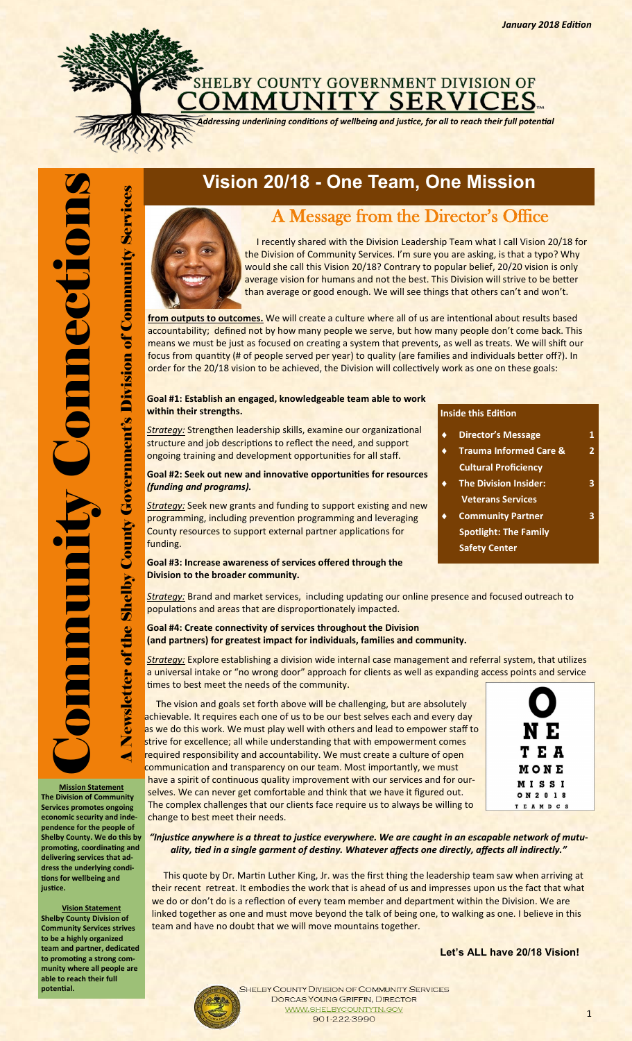January 2018 Edition

# SHELBY COUNTY GOVERNMENT DIVISION OF COMMUNITY SERVICES

*Addressing underlining conditions of wellbeing and justice, for all to reach their full potential*

# Community Connections

**A Newsletter of the Shelby County Government's Division of Community Services**

## Vision 20/18 - One Team, One Mission

### A Message from the Director's Office

I recently shared with the Division Leadership Team what I call Vision 20/18 for the Division of Community Services. I'm sure you are asking, is that a typo? Why would she call this Vision 20/18? Contrary to popular belief, 20/20 vision is only average vision for humans and not the best. This Division will strive to be better than average or good enough. We will see things that others can't and won't.

**from outputs to outcomes.** We will create a culture where all of us are intentional about results based accountability; defined not by how many people we serve, but how many people don't come back. This means we must be just as focused on creating a system that prevents, as well as treats. We will shift our focus from quantity (# of people served per year) to quality (are families and individuals better off?). In order for the 20/18 vision to be achieved, the Division will collectively work as one on these goals:

**Goal #1: Establish an engaged, knowledgeable team able to work within their strengths.**

*Strategy:* Strengthen leadership skills, examine our organizational structure and job descriptions to reflect the need, and support ongoing training and development opportunities for all staff.

**Goal #2: Seek out new and innovative opportunities for resources *(funding and programs).***

*Strategy:* Seek new grants and funding to support existing and new programming, including prevention programming and leveraging County resources to support external partner applications for funding.

**Goal #3: Increase awareness of services offered through the Division to the broader community.**

*Strategy:* Brand and market services, including updating our online presence and focused outreach to populations and areas that are disproportionately impacted.

**Goal #4: Create connectivity of services throughout the Division (and partners) for greatest impact for individuals, families and community.**

*Strategy:* Explore establishing a division wide internal case management and referral system, that utilizes a universal intake or "no wrong door" approach for clients as well as expanding access points and service times to best meet the needs of the community.

The vision and goals set forth above will be challenging, but are absolutely achievable. It requires each one of us to be our best selves each and every day as we do this work. We must play well with others and lead to empower staff to strive for excellence; all while understanding that with empowerment comes required responsibility and accountability. We must create a culture of open communication and transparency on our team. Most importantly, we must have a spirit of continuous quality improvement with our services and for ourselves. We can never get comfortable and think that we have it figured out. The complex challenges that our clients face require us to always be willing to change to best meet their needs.

O
NE
TEA
MONE
MISSI
ON2018
TEAMDCS

***"Injustice anywhere is a threat to justice everywhere. We are caught in an escapable network of mutuality, tied in a single garment of destiny. Whatever affects one directly, affects all indirectly."***

This quote by Dr. Martin Luther King, Jr. was the first thing the leadership team saw when arriving at their recent retreat. It embodies the work that is ahead of us and impresses upon us the fact that what we do or don't do is a reflection of every team member and department within the Division. We are linked together as one and must move beyond the talk of being one, to walking as one. I believe in this team and have no doubt that we will move mountains together.

**Let's ALL have 20/18 Vision!**

### Inside this Edition

- **Director's Message** 1
- **Trauma Informed Care & Cultural Proficiency** 2
- **The Division Insider: Veterans Services** 3
- **Community Partner Spotlight: The Family Safety Center** 3

**Mission Statement**

**The Division of Community Services promotes ongoing economic security and independence for the people of Shelby County. We do this by promoting, coordinating and delivering services that address the underlying conditions for wellbeing and justice.**

**Vision Statement**

**Shelby County Division of Community Services strives to be a highly organized team and partner, dedicated to promoting a strong community where all people are able to reach their full potential.**

SHELBY COUNTY DIVISION OF COMMUNITY SERVICES
DORCAS YOUNG GRIFFIN, DIRECTOR
WWW.SHELBYCOUNTYTN.GOV
901-222-3990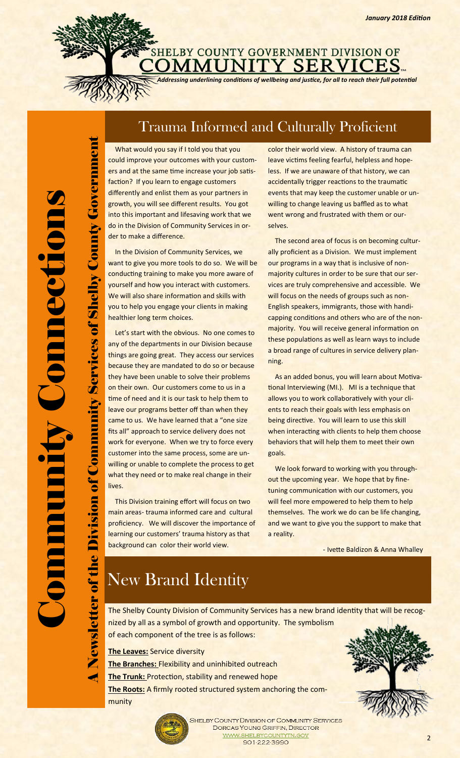*January 2018 Edition*

SHELBY COUNTY GOVERNMENT DIVISION OF

# COMMUNITY SERVICES™

*Addressing underlining conditions of wellbeing and justice, for all to reach their full potential*

**Community Connections**

**A Newsletter of the Division of Community Services of Shelby County Government**

## Trauma Informed and Culturally Proficient

What would you say if I told you that you could improve your outcomes with your customers and at the same time increase your job satisfaction? If you learn to engage customers differently and enlist them as your partners in growth, you will see different results. You got into this important and lifesaving work that we do in the Division of Community Services in order to make a difference.

In the Division of Community Services, we want to give you more tools to do so. We will be conducting training to make you more aware of yourself and how you interact with customers. We will also share information and skills with you to help you engage your clients in making healthier long term choices.

Let's start with the obvious. No one comes to any of the departments in our Division because things are going great. They access our services because they are mandated to do so or because they have been unable to solve their problems on their own. Our customers come to us in a time of need and it is our task to help them to leave our programs better off than when they came to us. We have learned that a "one size fits all" approach to service delivery does not work for everyone. When we try to force every customer into the same process, some are unwilling or unable to complete the process to get what they need or to make real change in their lives.

This Division training effort will focus on two main areas- trauma informed care and cultural proficiency. We will discover the importance of learning our customers' trauma history as that background can color their world view. A history of trauma can leave victims feeling fearful, helpless and hopeless. If we are unaware of that history, we can accidentally trigger reactions to the traumatic events that may keep the customer unable or unwilling to change leaving us baffled as to what went wrong and frustrated with them or ourselves.

The second area of focus is on becoming culturally proficient as a Division. We must implement our programs in a way that is inclusive of non-majority cultures in order to be sure that our services are truly comprehensive and accessible. We will focus on the needs of groups such as non-English speakers, immigrants, those with handicapping conditions and others who are of the non-majority. You will receive general information on these populations as well as learn ways to include a broad range of cultures in service delivery planning.

As an added bonus, you will learn about Motivational Interviewing (MI.). MI is a technique that allows you to work collaboratively with your clients to reach their goals with less emphasis on being directive. You will learn to use this skill when interacting with clients to help them choose behaviors that will help them to meet their own goals.

We look forward to working with you throughout the upcoming year. We hope that by fine-tuning communication with our customers, you will feel more empowered to help them to help themselves. The work we do can be life changing, and we want to give you the support to make that a reality.

- Ivette Baldizon & Anna Whalley

## New Brand Identity

The Shelby County Division of Community Services has a new brand identity that will be recognized by all as a symbol of growth and opportunity. The symbolism of each component of the tree is as follows:

**The Leaves:** Service diversity
**The Branches:** Flexibility and uninhibited outreach
**The Trunk:** Protection, stability and renewed hope
**The Roots:** A firmly rooted structured system anchoring the community

SHELBY COUNTY DIVISION OF COMMUNITY SERVICES
DORCAS YOUNG GRIFFIN, DIRECTOR
WWW.SHELBYCOUNTYTN.GOV
901-222-3990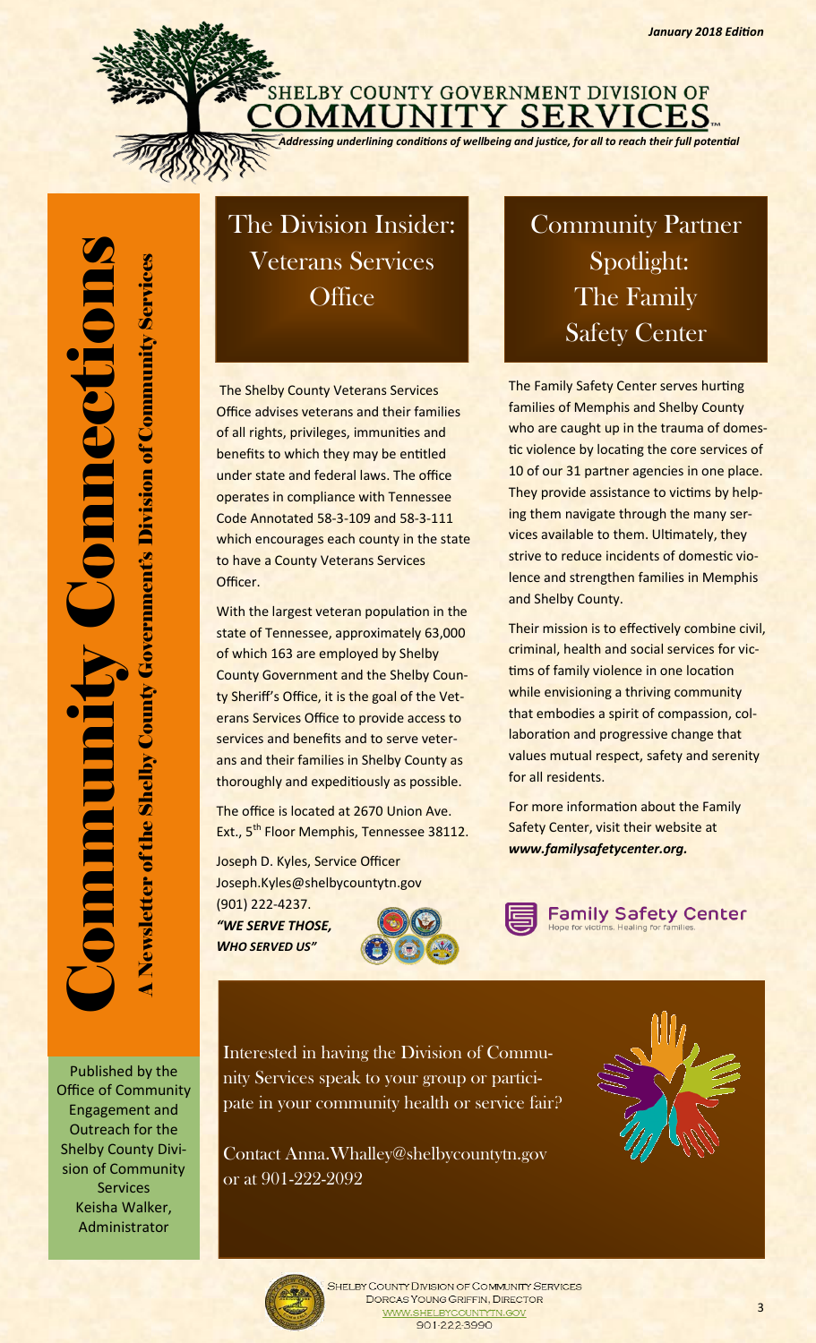*January 2018 Edition*

SHELBY COUNTY GOVERNMENT DIVISION OF
# COMMUNITY SERVICES

*Addressing underlining conditions of wellbeing and justice, for all to reach their full potential*

# Community Connections

**A Newsletter of the Shelby County Government's Division of Community Services**

Published by the Office of Community Engagement and Outreach for the Shelby County Division of Community Services
Keisha Walker, Administrator

## The Division Insider: Veterans Services Office

The Shelby County Veterans Services Office advises veterans and their families of all rights, privileges, immunities and benefits to which they may be entitled under state and federal laws. The office operates in compliance with Tennessee Code Annotated 58-3-109 and 58-3-111 which encourages each county in the state to have a County Veterans Services Officer.

With the largest veteran population in the state of Tennessee, approximately 63,000 of which 163 are employed by Shelby County Government and the Shelby County Sheriff's Office, it is the goal of the Veterans Services Office to provide access to services and benefits and to serve veterans and their families in Shelby County as thoroughly and expeditiously as possible.

The office is located at 2670 Union Ave. Ext., 5th Floor Memphis, Tennessee 38112.

Joseph D. Kyles, Service Officer
Joseph.Kyles@shelbycountytn.gov
(901) 222-4237.

***"WE SERVE THOSE, WHO SERVED US"***

## Community Partner Spotlight: The Family Safety Center

The Family Safety Center serves hurting families of Memphis and Shelby County who are caught up in the trauma of domestic violence by locating the core services of 10 of our 31 partner agencies in one place. They provide assistance to victims by helping them navigate through the many services available to them. Ultimately, they strive to reduce incidents of domestic violence and strengthen families in Memphis and Shelby County.

Their mission is to effectively combine civil, criminal, health and social services for victims of family violence in one location while envisioning a thriving community that embodies a spirit of compassion, collaboration and progressive change that values mutual respect, safety and serenity for all residents.

For more information about the Family Safety Center, visit their website at ***www.familysafetycenter.org.***

Family Safety Center
Hope for victims. Healing for families.

Interested in having the Division of Community Services speak to your group or participate in your community health or service fair?

Contact Anna.Whalley@shelbycountytn.gov or at 901-222-2092

SHELBY COUNTY DIVISION OF COMMUNITY SERVICES
DORCAS YOUNG GRIFFIN, DIRECTOR
WWW.SHELBYCOUNTYTN.GOV
901-222-3990